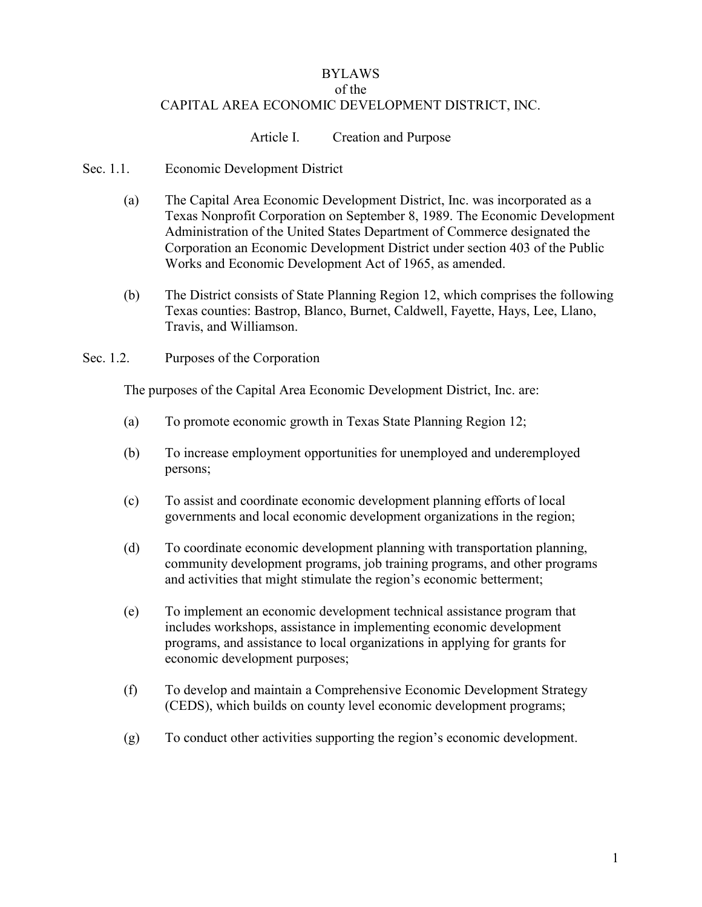# BYLAWS
## of the
## CAPITAL AREA ECONOMIC DEVELOPMENT DISTRICT, INC.

### Article I. Creation and Purpose

#### Sec. 1.1. Economic Development District

(a) The Capital Area Economic Development District, Inc. was incorporated as a Texas Nonprofit Corporation on September 8, 1989. The Economic Development Administration of the United States Department of Commerce designated the Corporation an Economic Development District under section 403 of the Public Works and Economic Development Act of 1965, as amended.

(b) The District consists of State Planning Region 12, which comprises the following Texas counties: Bastrop, Blanco, Burnet, Caldwell, Fayette, Hays, Lee, Llano, Travis, and Williamson.

#### Sec. 1.2. Purposes of the Corporation

The purposes of the Capital Area Economic Development District, Inc. are:

(a) To promote economic growth in Texas State Planning Region 12;

(b) To increase employment opportunities for unemployed and underemployed persons;

(c) To assist and coordinate economic development planning efforts of local governments and local economic development organizations in the region;

(d) To coordinate economic development planning with transportation planning, community development programs, job training programs, and other programs and activities that might stimulate the region's economic betterment;

(e) To implement an economic development technical assistance program that includes workshops, assistance in implementing economic development programs, and assistance to local organizations in applying for grants for economic development purposes;

(f) To develop and maintain a Comprehensive Economic Development Strategy (CEDS), which builds on county level economic development programs;

(g) To conduct other activities supporting the region's economic development.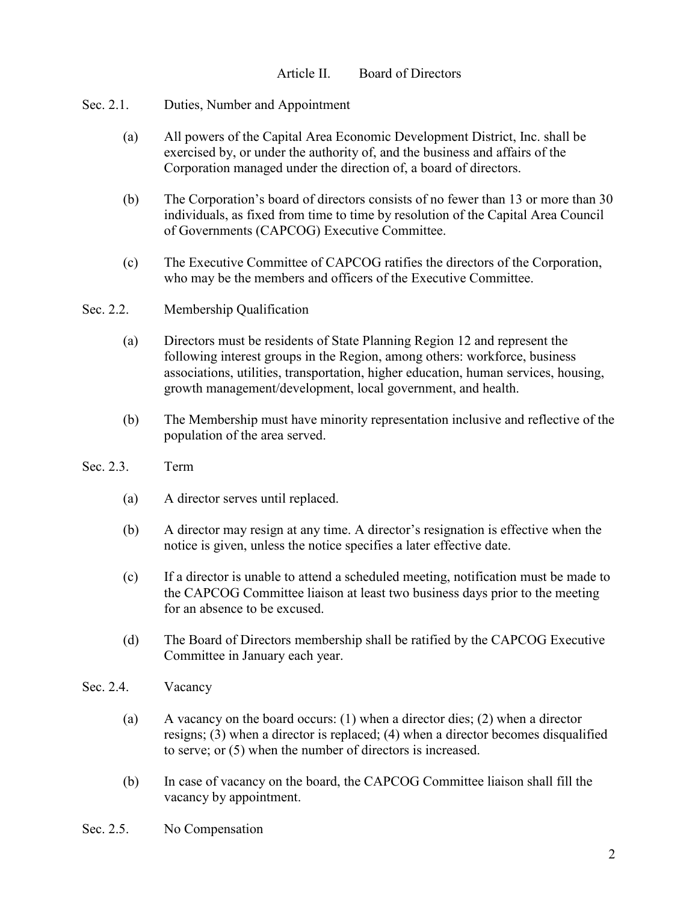# Article II. Board of Directors

## Sec. 2.1. Duties, Number and Appointment

(a) All powers of the Capital Area Economic Development District, Inc. shall be exercised by, or under the authority of, and the business and affairs of the Corporation managed under the direction of, a board of directors.

(b) The Corporation's board of directors consists of no fewer than 13 or more than 30 individuals, as fixed from time to time by resolution of the Capital Area Council of Governments (CAPCOG) Executive Committee.

(c) The Executive Committee of CAPCOG ratifies the directors of the Corporation, who may be the members and officers of the Executive Committee.

## Sec. 2.2. Membership Qualification

(a) Directors must be residents of State Planning Region 12 and represent the following interest groups in the Region, among others: workforce, business associations, utilities, transportation, higher education, human services, housing, growth management/development, local government, and health.

(b) The Membership must have minority representation inclusive and reflective of the population of the area served.

## Sec. 2.3. Term

(a) A director serves until replaced.

(b) A director may resign at any time. A director's resignation is effective when the notice is given, unless the notice specifies a later effective date.

(c) If a director is unable to attend a scheduled meeting, notification must be made to the CAPCOG Committee liaison at least two business days prior to the meeting for an absence to be excused.

(d) The Board of Directors membership shall be ratified by the CAPCOG Executive Committee in January each year.

## Sec. 2.4. Vacancy

(a) A vacancy on the board occurs: (1) when a director dies; (2) when a director resigns; (3) when a director is replaced; (4) when a director becomes disqualified to serve; or (5) when the number of directors is increased.

(b) In case of vacancy on the board, the CAPCOG Committee liaison shall fill the vacancy by appointment.

## Sec. 2.5. No Compensation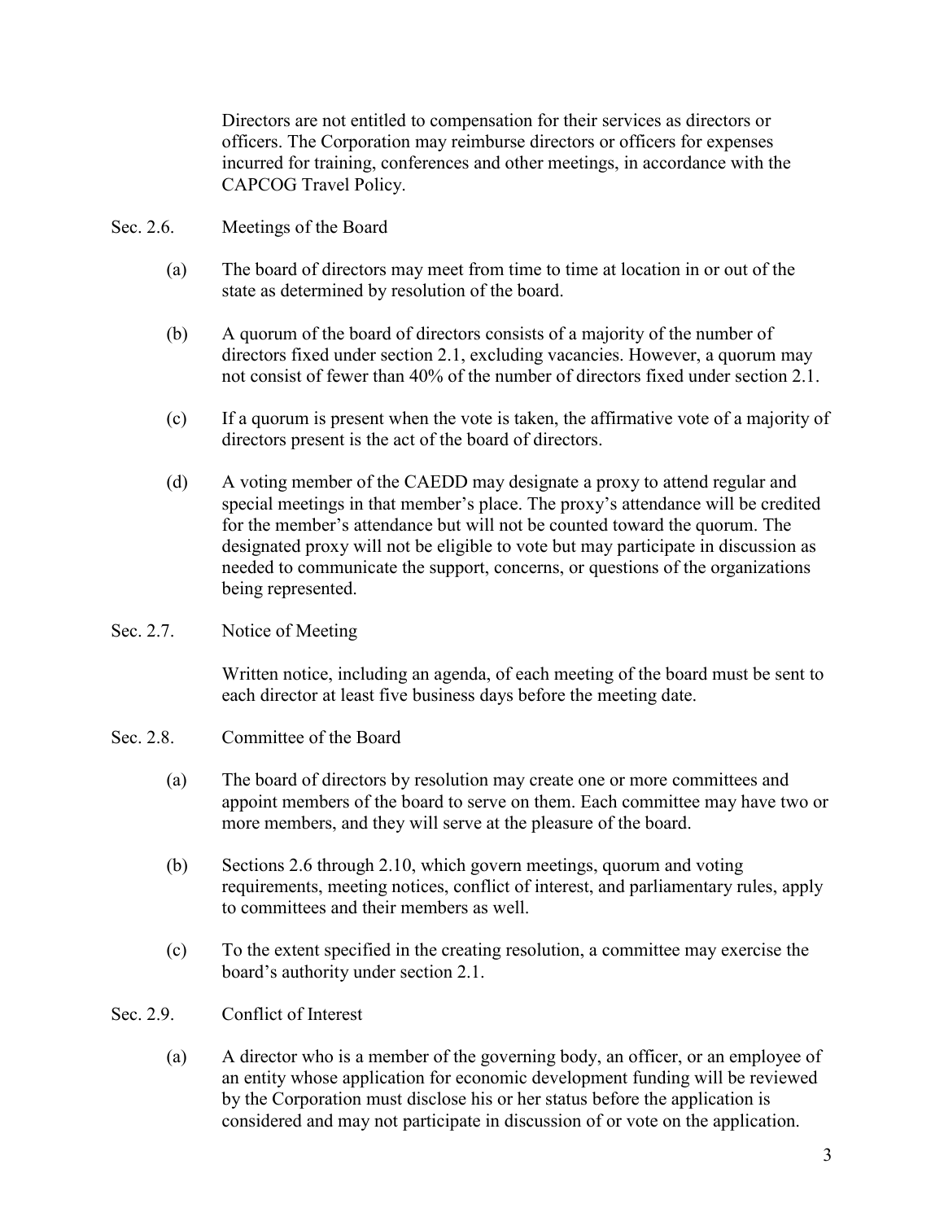Directors are not entitled to compensation for their services as directors or officers. The Corporation may reimburse directors or officers for expenses incurred for training, conferences and other meetings, in accordance with the CAPCOG Travel Policy.

Sec. 2.6. Meetings of the Board

(a) The board of directors may meet from time to time at location in or out of the state as determined by resolution of the board.

(b) A quorum of the board of directors consists of a majority of the number of directors fixed under section 2.1, excluding vacancies. However, a quorum may not consist of fewer than 40% of the number of directors fixed under section 2.1.

(c) If a quorum is present when the vote is taken, the affirmative vote of a majority of directors present is the act of the board of directors.

(d) A voting member of the CAEDD may designate a proxy to attend regular and special meetings in that member's place. The proxy's attendance will be credited for the member's attendance but will not be counted toward the quorum. The designated proxy will not be eligible to vote but may participate in discussion as needed to communicate the support, concerns, or questions of the organizations being represented.

Sec. 2.7. Notice of Meeting

Written notice, including an agenda, of each meeting of the board must be sent to each director at least five business days before the meeting date.

Sec. 2.8. Committee of the Board

(a) The board of directors by resolution may create one or more committees and appoint members of the board to serve on them. Each committee may have two or more members, and they will serve at the pleasure of the board.

(b) Sections 2.6 through 2.10, which govern meetings, quorum and voting requirements, meeting notices, conflict of interest, and parliamentary rules, apply to committees and their members as well.

(c) To the extent specified in the creating resolution, a committee may exercise the board's authority under section 2.1.

Sec. 2.9. Conflict of Interest

(a) A director who is a member of the governing body, an officer, or an employee of an entity whose application for economic development funding will be reviewed by the Corporation must disclose his or her status before the application is considered and may not participate in discussion of or vote on the application.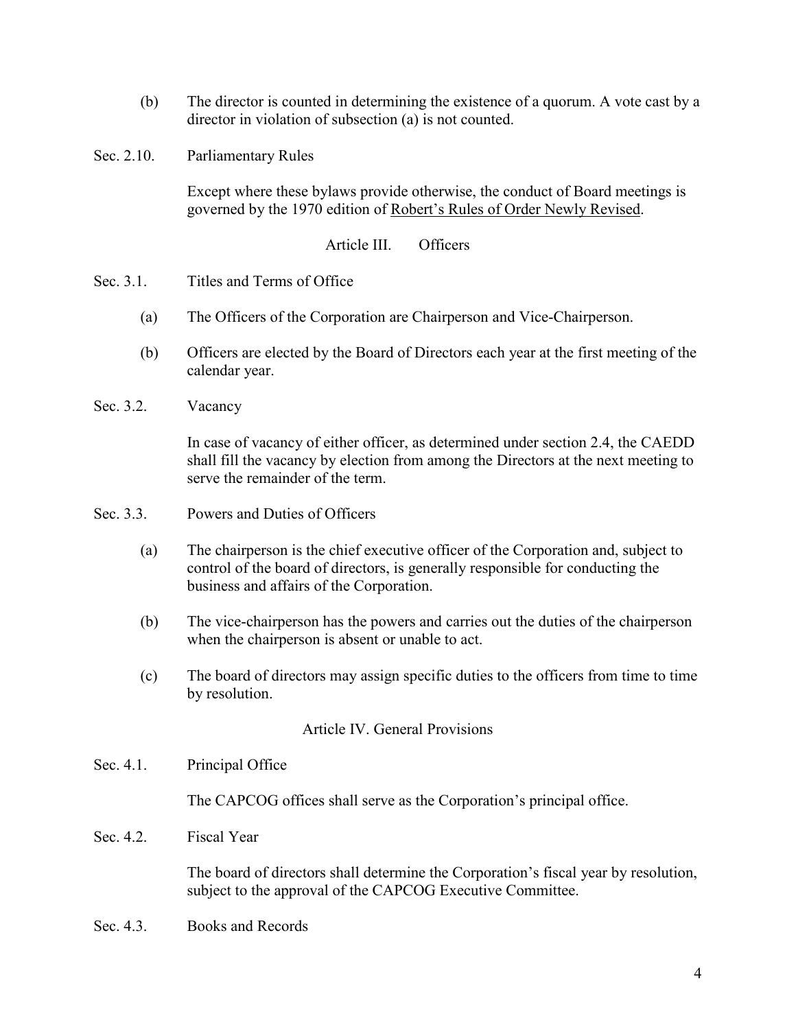(b) The director is counted in determining the existence of a quorum. A vote cast by a director in violation of subsection (a) is not counted.

Sec. 2.10. Parliamentary Rules

Except where these bylaws provide otherwise, the conduct of Board meetings is governed by the 1970 edition of Robert's Rules of Order Newly Revised.

## Article III. Officers

Sec. 3.1. Titles and Terms of Office

(a) The Officers of the Corporation are Chairperson and Vice-Chairperson.

(b) Officers are elected by the Board of Directors each year at the first meeting of the calendar year.

Sec. 3.2. Vacancy

In case of vacancy of either officer, as determined under section 2.4, the CAEDD shall fill the vacancy by election from among the Directors at the next meeting to serve the remainder of the term.

Sec. 3.3. Powers and Duties of Officers

(a) The chairperson is the chief executive officer of the Corporation and, subject to control of the board of directors, is generally responsible for conducting the business and affairs of the Corporation.

(b) The vice-chairperson has the powers and carries out the duties of the chairperson when the chairperson is absent or unable to act.

(c) The board of directors may assign specific duties to the officers from time to time by resolution.

## Article IV. General Provisions

Sec. 4.1. Principal Office

The CAPCOG offices shall serve as the Corporation's principal office.

Sec. 4.2. Fiscal Year

The board of directors shall determine the Corporation's fiscal year by resolution, subject to the approval of the CAPCOG Executive Committee.

Sec. 4.3. Books and Records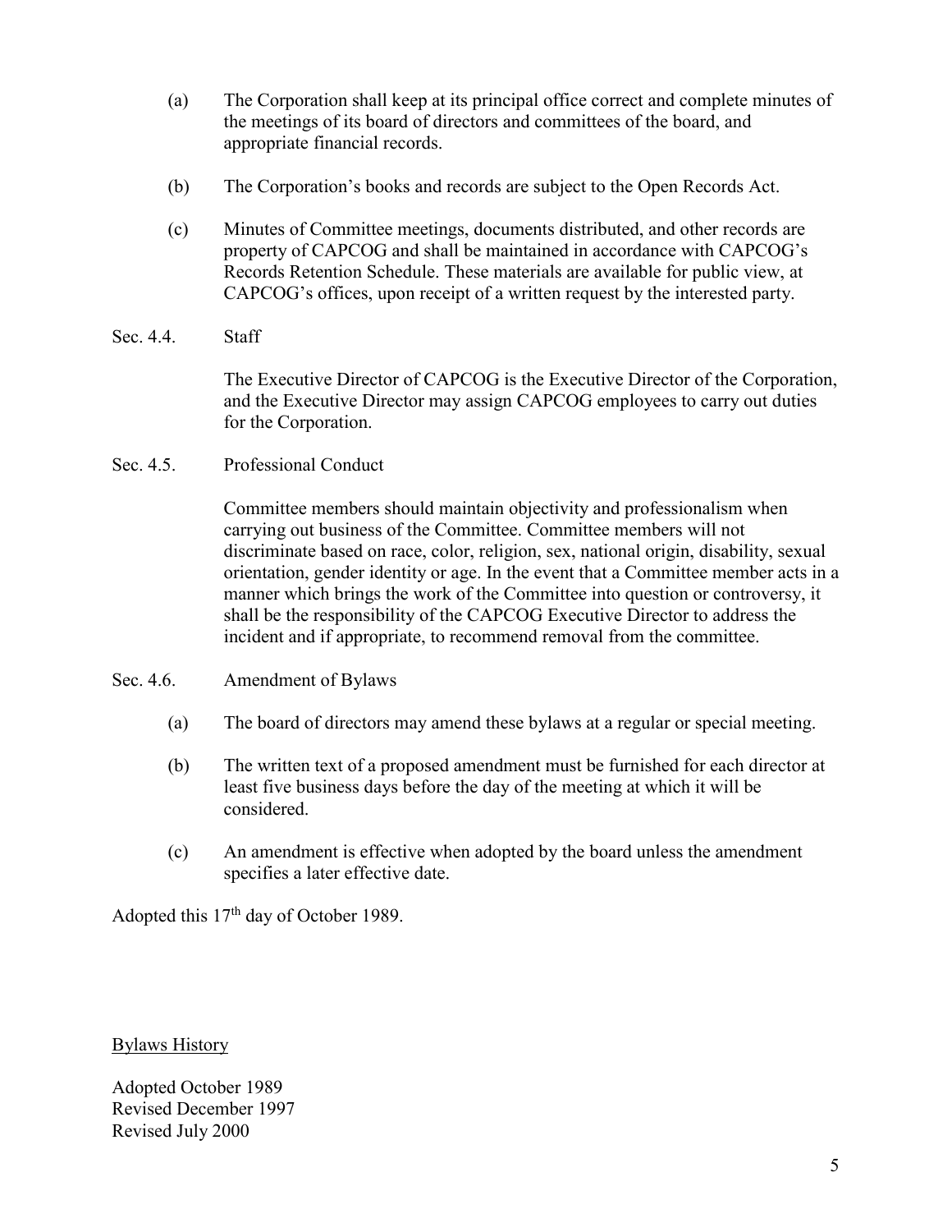(a) The Corporation shall keep at its principal office correct and complete minutes of the meetings of its board of directors and committees of the board, and appropriate financial records.

(b) The Corporation's books and records are subject to the Open Records Act.

(c) Minutes of Committee meetings, documents distributed, and other records are property of CAPCOG and shall be maintained in accordance with CAPCOG's Records Retention Schedule. These materials are available for public view, at CAPCOG's offices, upon receipt of a written request by the interested party.

Sec. 4.4. Staff

The Executive Director of CAPCOG is the Executive Director of the Corporation, and the Executive Director may assign CAPCOG employees to carry out duties for the Corporation.

Sec. 4.5. Professional Conduct

Committee members should maintain objectivity and professionalism when carrying out business of the Committee. Committee members will not discriminate based on race, color, religion, sex, national origin, disability, sexual orientation, gender identity or age. In the event that a Committee member acts in a manner which brings the work of the Committee into question or controversy, it shall be the responsibility of the CAPCOG Executive Director to address the incident and if appropriate, to recommend removal from the committee.

Sec. 4.6. Amendment of Bylaws

(a) The board of directors may amend these bylaws at a regular or special meeting.

(b) The written text of a proposed amendment must be furnished for each director at least five business days before the day of the meeting at which it will be considered.

(c) An amendment is effective when adopted by the board unless the amendment specifies a later effective date.

Adopted this 17th day of October 1989.

Bylaws History

Adopted October 1989
Revised December 1997
Revised July 2000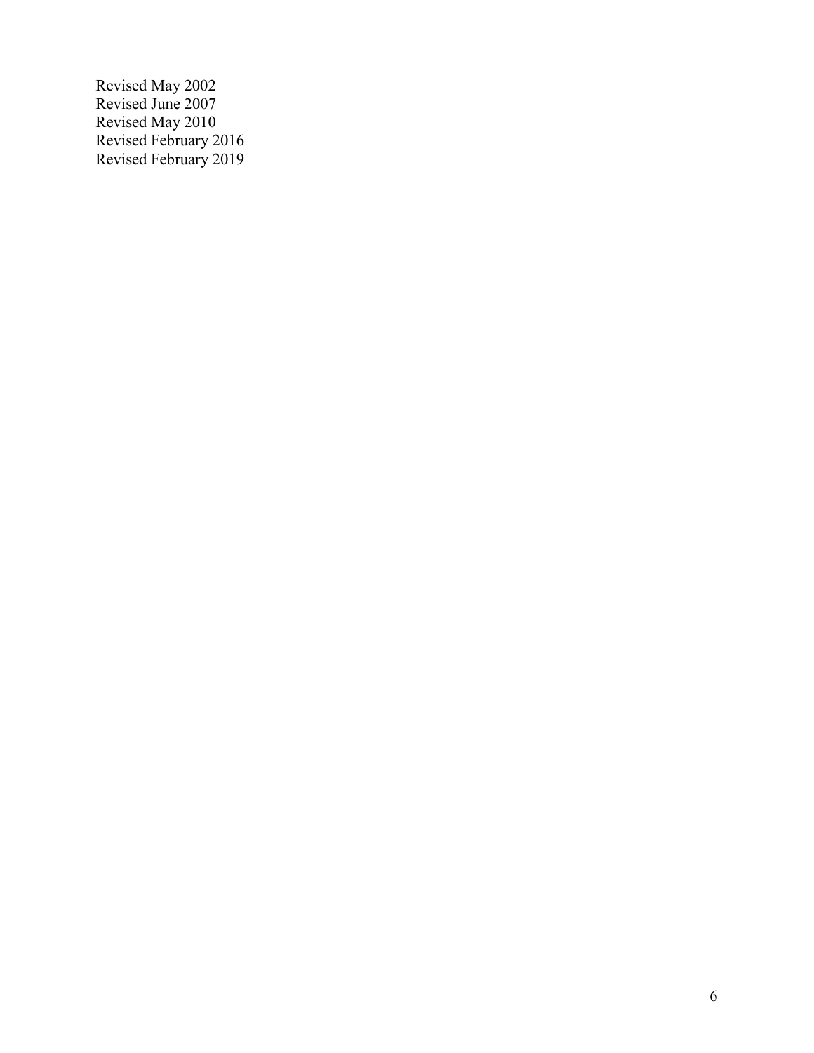Revised May 2002
Revised June 2007
Revised May 2010
Revised February 2016
Revised February 2019